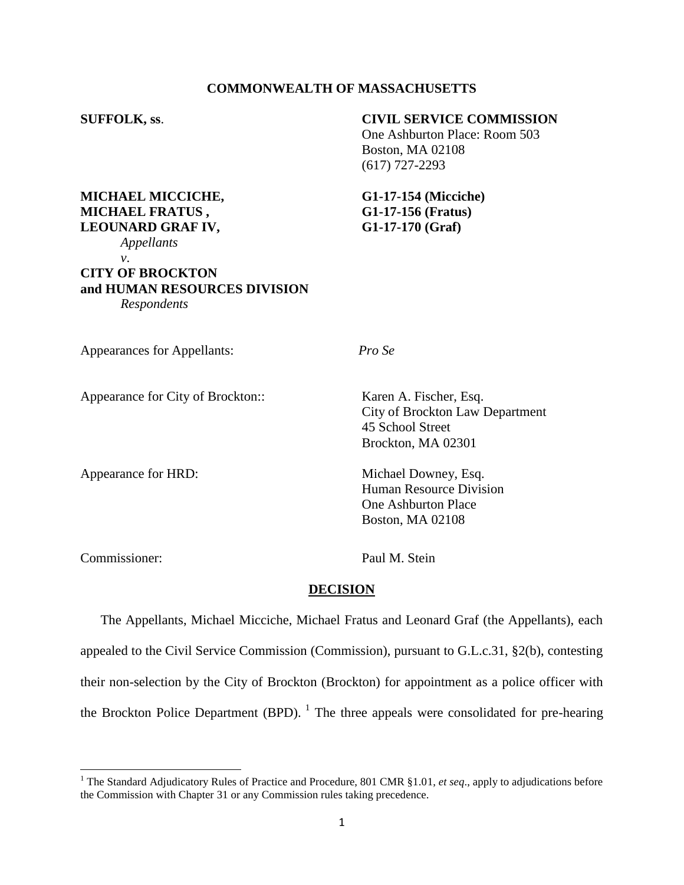**COMMONWEALTH OF MASSACHUSETTS**

**SUFFOLK, ss.**

**CIVIL SERVICE COMMISSION**
One Ashburton Place: Room 503
Boston, MA 02108
(617) 727-2293

**MICHAEL MICCICHE,** — **G1-17-154 (Micciche)**
**MICHAEL FRATUS ,** — **G1-17-156 (Fratus)**
**LEOUNARD GRAF IV,** — **G1-17-170 (Graf)**
*Appellants*
*v.*
**CITY OF BROCKTON**
**and HUMAN RESOURCES DIVISION**
*Respondents*

Appearances for Appellants: *Pro Se*

Appearance for City of Brockton:: Karen A. Fischer, Esq.
City of Brockton Law Department
45 School Street
Brockton, MA 02301

Appearance for HRD: Michael Downey, Esq.
Human Resource Division
One Ashburton Place
Boston, MA 02108

Commissioner: Paul M. Stein

## DECISION

The Appellants, Michael Micciche, Michael Fratus and Leonard Graf (the Appellants), each appealed to the Civil Service Commission (Commission), pursuant to G.L.c.31, §2(b), contesting their non-selection by the City of Brockton (Brockton) for appointment as a police officer with the Brockton Police Department (BPD). [1] The three appeals were consolidated for pre-hearing

[1] The Standard Adjudicatory Rules of Practice and Procedure, 801 CMR §1.01, *et seq*., apply to adjudications before the Commission with Chapter 31 or any Commission rules taking precedence.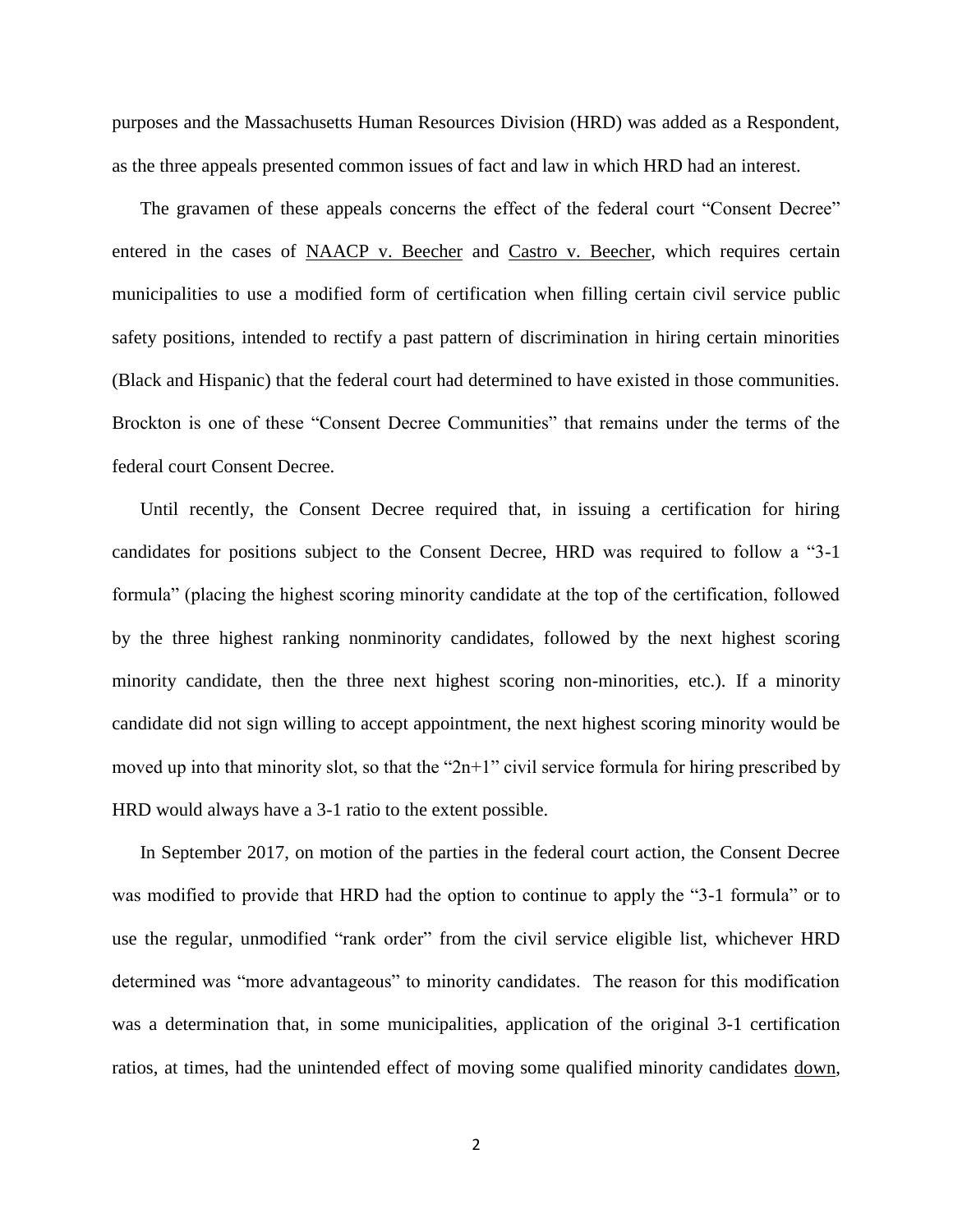purposes and the Massachusetts Human Resources Division (HRD) was added as a Respondent, as the three appeals presented common issues of fact and law in which HRD had an interest.

The gravamen of these appeals concerns the effect of the federal court "Consent Decree" entered in the cases of NAACP v. Beecher and Castro v. Beecher, which requires certain municipalities to use a modified form of certification when filling certain civil service public safety positions, intended to rectify a past pattern of discrimination in hiring certain minorities (Black and Hispanic) that the federal court had determined to have existed in those communities. Brockton is one of these "Consent Decree Communities" that remains under the terms of the federal court Consent Decree.

Until recently, the Consent Decree required that, in issuing a certification for hiring candidates for positions subject to the Consent Decree, HRD was required to follow a "3-1 formula" (placing the highest scoring minority candidate at the top of the certification, followed by the three highest ranking nonminority candidates, followed by the next highest scoring minority candidate, then the three next highest scoring non-minorities, etc.). If a minority candidate did not sign willing to accept appointment, the next highest scoring minority would be moved up into that minority slot, so that the "2n+1" civil service formula for hiring prescribed by HRD would always have a 3-1 ratio to the extent possible.

In September 2017, on motion of the parties in the federal court action, the Consent Decree was modified to provide that HRD had the option to continue to apply the "3-1 formula" or to use the regular, unmodified "rank order" from the civil service eligible list, whichever HRD determined was "more advantageous" to minority candidates. The reason for this modification was a determination that, in some municipalities, application of the original 3-1 certification ratios, at times, had the unintended effect of moving some qualified minority candidates down,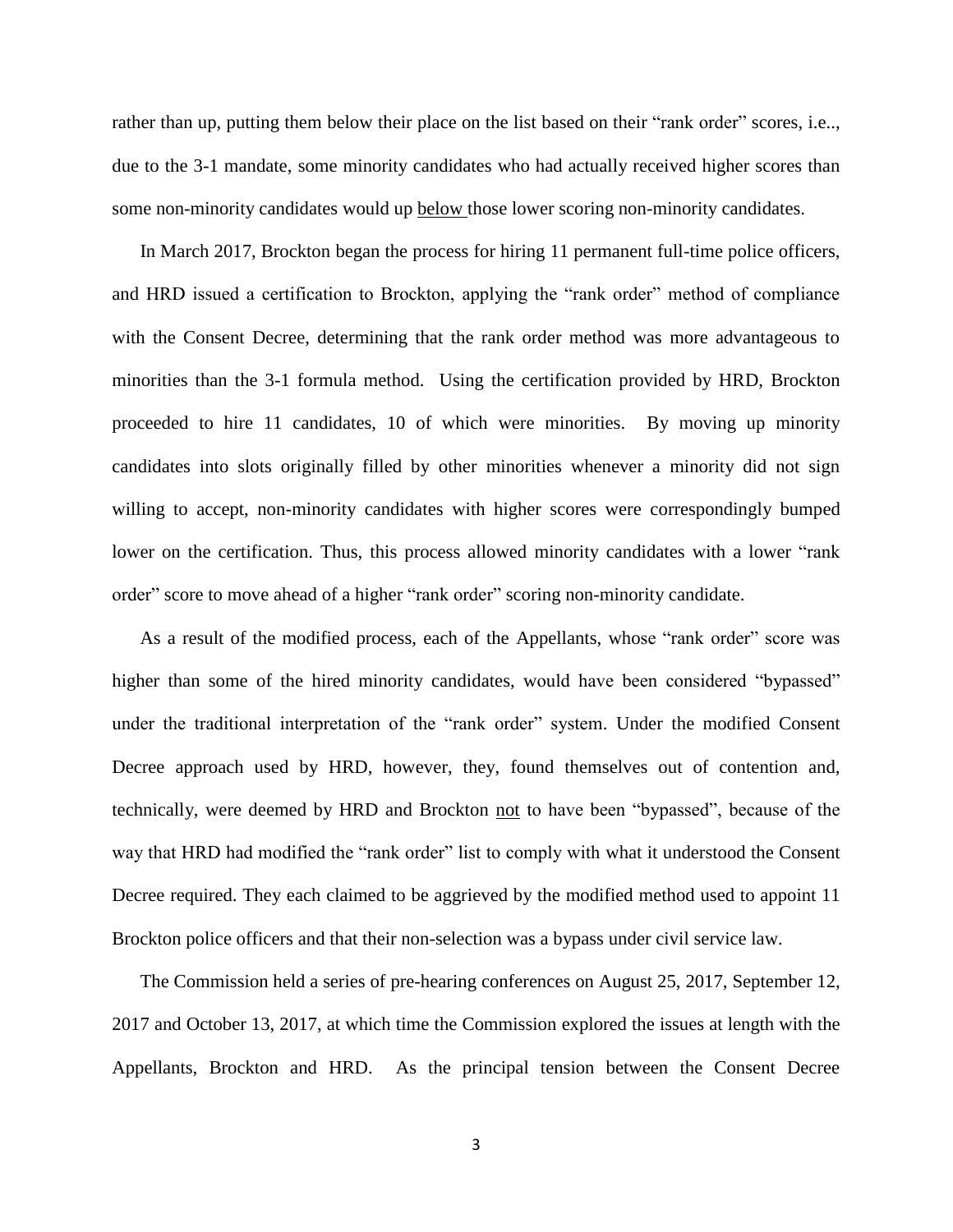rather than up, putting them below their place on the list based on their "rank order" scores, i.e.., due to the 3-1 mandate, some minority candidates who had actually received higher scores than some non-minority candidates would up below those lower scoring non-minority candidates.

In March 2017, Brockton began the process for hiring 11 permanent full-time police officers, and HRD issued a certification to Brockton, applying the "rank order" method of compliance with the Consent Decree, determining that the rank order method was more advantageous to minorities than the 3-1 formula method. Using the certification provided by HRD, Brockton proceeded to hire 11 candidates, 10 of which were minorities. By moving up minority candidates into slots originally filled by other minorities whenever a minority did not sign willing to accept, non-minority candidates with higher scores were correspondingly bumped lower on the certification. Thus, this process allowed minority candidates with a lower "rank order" score to move ahead of a higher "rank order" scoring non-minority candidate.

As a result of the modified process, each of the Appellants, whose "rank order" score was higher than some of the hired minority candidates, would have been considered "bypassed" under the traditional interpretation of the "rank order" system. Under the modified Consent Decree approach used by HRD, however, they, found themselves out of contention and, technically, were deemed by HRD and Brockton not to have been "bypassed", because of the way that HRD had modified the "rank order" list to comply with what it understood the Consent Decree required. They each claimed to be aggrieved by the modified method used to appoint 11 Brockton police officers and that their non-selection was a bypass under civil service law.

The Commission held a series of pre-hearing conferences on August 25, 2017, September 12, 2017 and October 13, 2017, at which time the Commission explored the issues at length with the Appellants, Brockton and HRD. As the principal tension between the Consent Decree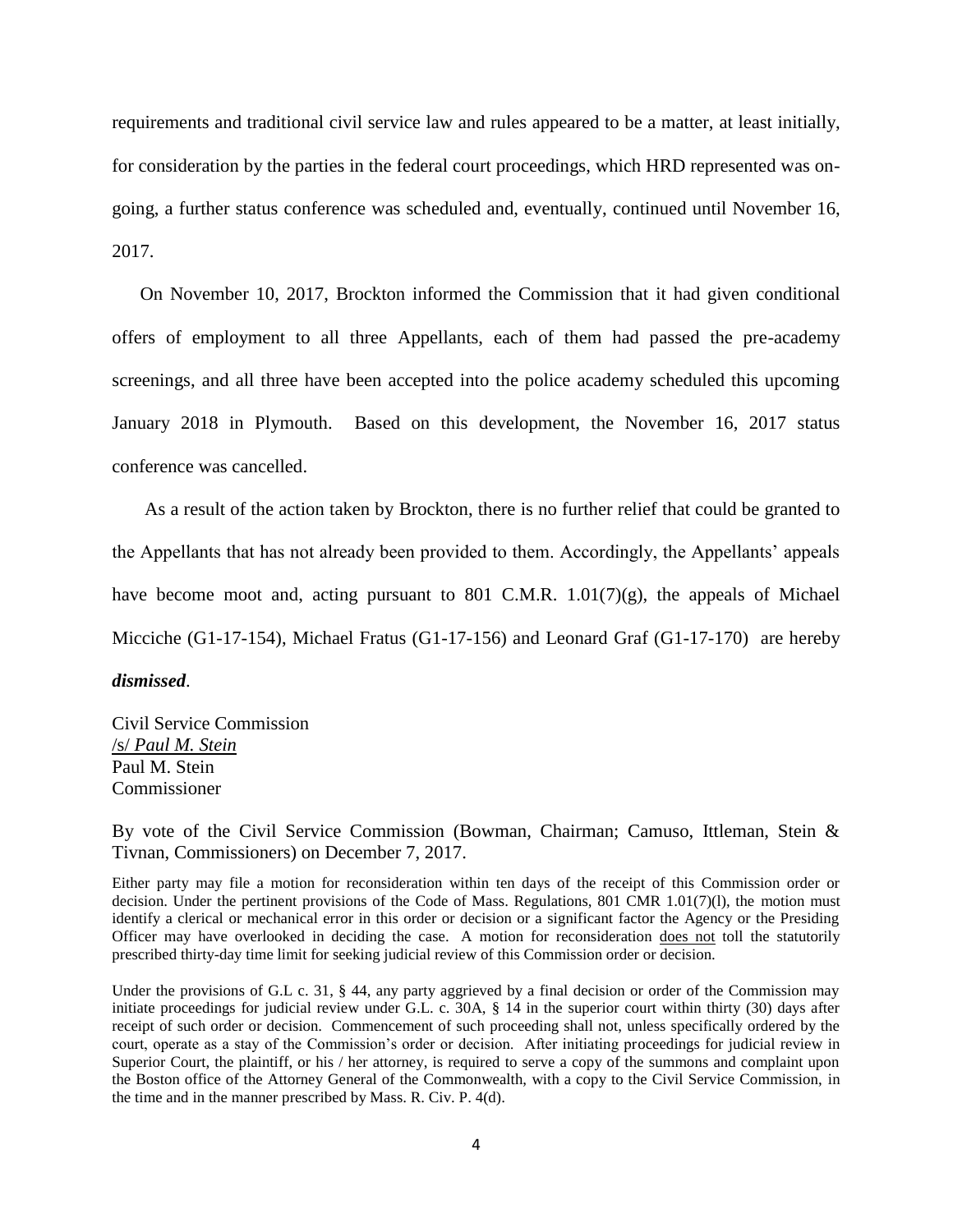requirements and traditional civil service law and rules appeared to be a matter, at least initially, for consideration by the parties in the federal court proceedings, which HRD represented was on-going, a further status conference was scheduled and, eventually, continued until November 16, 2017.

On November 10, 2017, Brockton informed the Commission that it had given conditional offers of employment to all three Appellants, each of them had passed the pre-academy screenings, and all three have been accepted into the police academy scheduled this upcoming January 2018 in Plymouth. Based on this development, the November 16, 2017 status conference was cancelled.

As a result of the action taken by Brockton, there is no further relief that could be granted to the Appellants that has not already been provided to them. Accordingly, the Appellants' appeals have become moot and, acting pursuant to 801 C.M.R. 1.01(7)(g), the appeals of Michael Micciche (G1-17-154), Michael Fratus (G1-17-156) and Leonard Graf (G1-17-170) are hereby ***dismissed***.

Civil Service Commission
/s/ *Paul M. Stein*
Paul M. Stein
Commissioner

By vote of the Civil Service Commission (Bowman, Chairman; Camuso, Ittleman, Stein & Tivnan, Commissioners) on December 7, 2017.

Either party may file a motion for reconsideration within ten days of the receipt of this Commission order or decision. Under the pertinent provisions of the Code of Mass. Regulations, 801 CMR 1.01(7)(l), the motion must identify a clerical or mechanical error in this order or decision or a significant factor the Agency or the Presiding Officer may have overlooked in deciding the case. A motion for reconsideration does not toll the statutorily prescribed thirty-day time limit for seeking judicial review of this Commission order or decision.

Under the provisions of G.L c. 31, § 44, any party aggrieved by a final decision or order of the Commission may initiate proceedings for judicial review under G.L. c. 30A, § 14 in the superior court within thirty (30) days after receipt of such order or decision. Commencement of such proceeding shall not, unless specifically ordered by the court, operate as a stay of the Commission's order or decision. After initiating proceedings for judicial review in Superior Court, the plaintiff, or his / her attorney, is required to serve a copy of the summons and complaint upon the Boston office of the Attorney General of the Commonwealth, with a copy to the Civil Service Commission, in the time and in the manner prescribed by Mass. R. Civ. P. 4(d).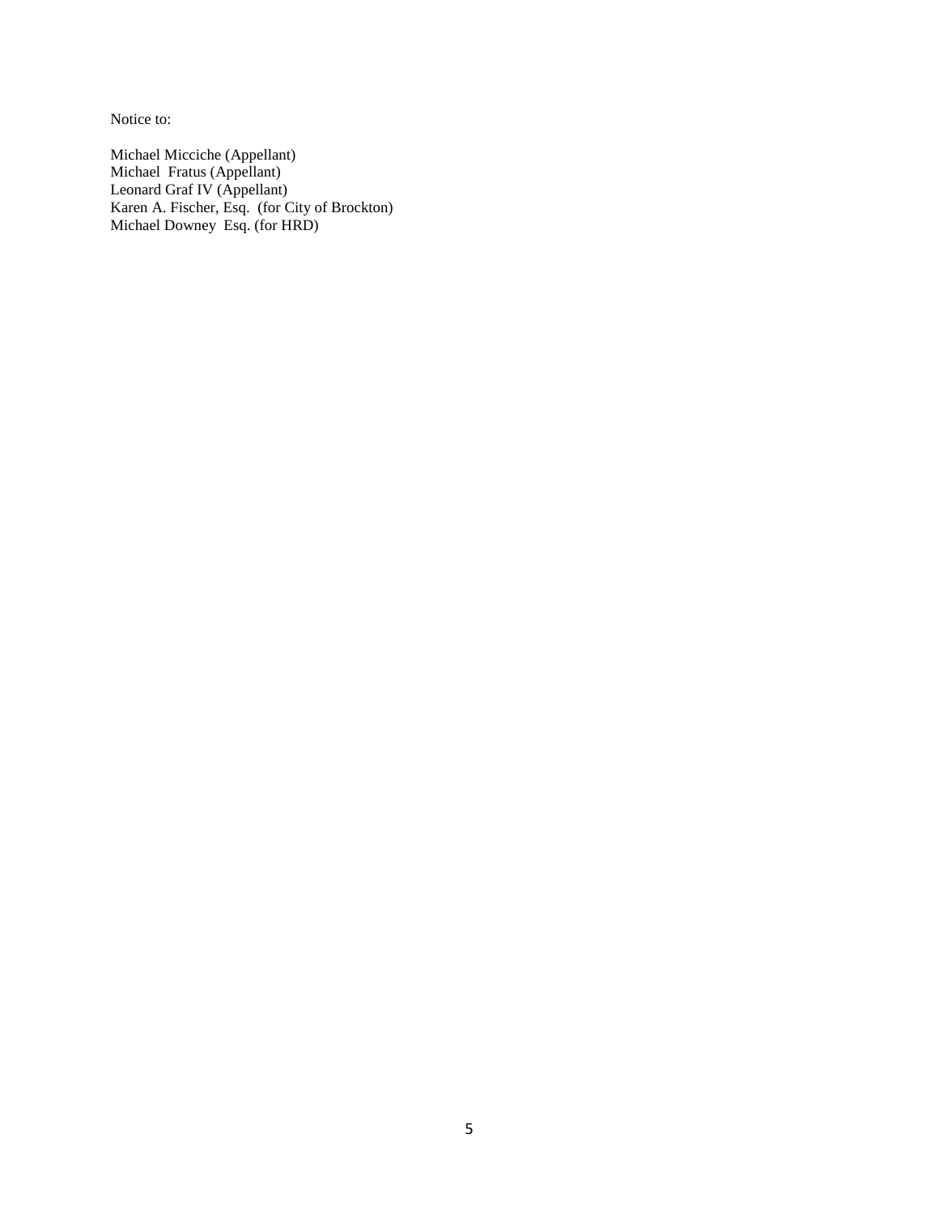Notice to:

Michael Micciche (Appellant)
Michael Fratus (Appellant)
Leonard Graf IV (Appellant)
Karen A. Fischer, Esq. (for City of Brockton)
Michael Downey Esq. (for HRD)